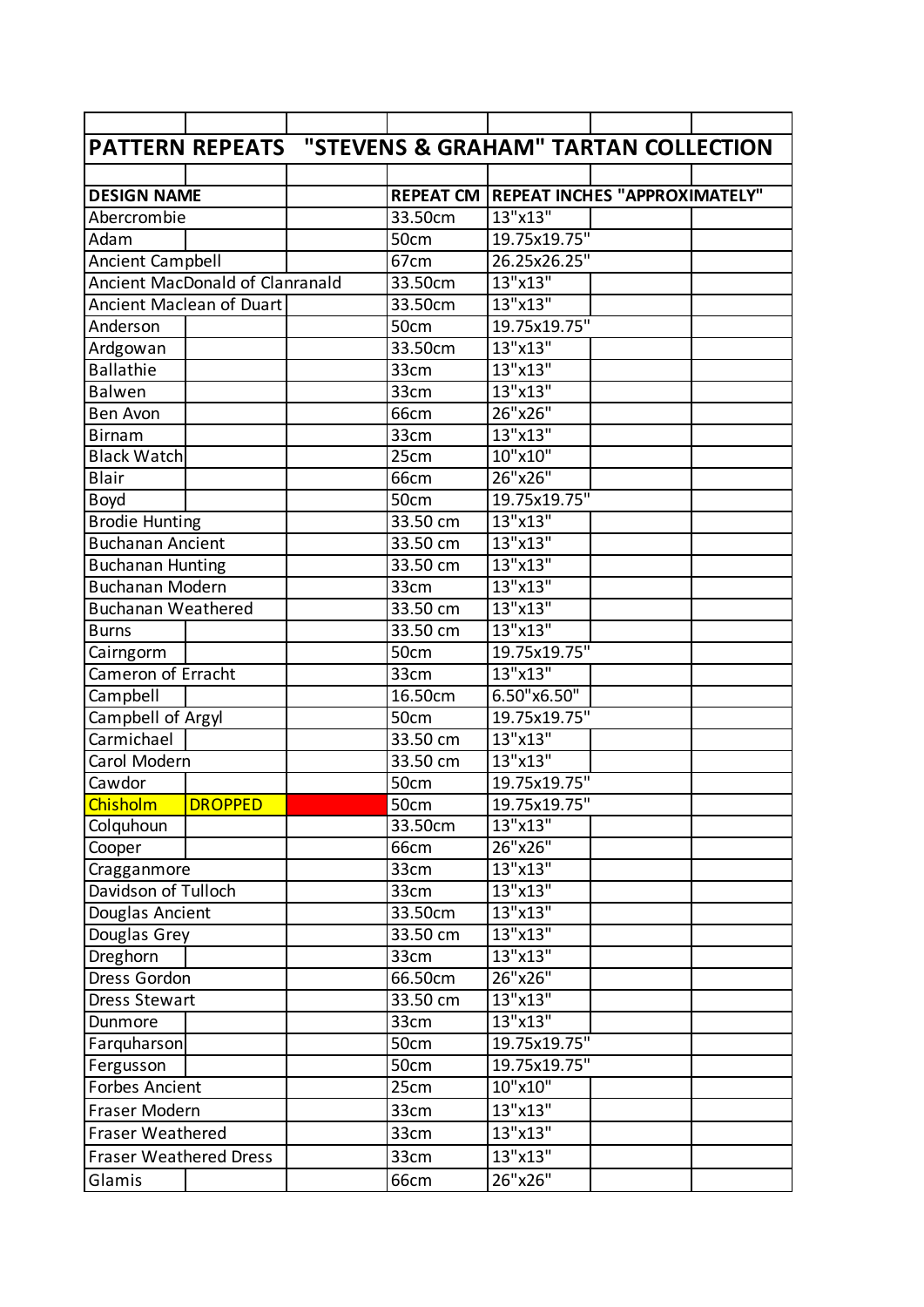# PATTERN REPEATS "STEVENS & GRAHAM" TARTAN COLLECTION

| DESIGN NAME | | REPEAT CM | REPEAT INCHES "APPROXIMATELY" |
|---|---|---|---|
| Abercrombie | | 33.50cm | 13"x13" |
| Adam | | 50cm | 19.75x19.75" |
| Ancient Campbell | | 67cm | 26.25x26.25" |
| Ancient MacDonald of Clanranald | | 33.50cm | 13"x13" |
| Ancient Maclean of Duart | | 33.50cm | 13"x13" |
| Anderson | | 50cm | 19.75x19.75" |
| Ardgowan | | 33.50cm | 13"x13" |
| Ballathie | | 33cm | 13"x13" |
| Balwen | | 33cm | 13"x13" |
| Ben Avon | | 66cm | 26"x26" |
| Birnam | | 33cm | 13"x13" |
| Black Watch | | 25cm | 10"x10" |
| Blair | | 66cm | 26"x26" |
| Boyd | | 50cm | 19.75x19.75" |
| Brodie Hunting | | 33.50 cm | 13"x13" |
| Buchanan Ancient | | 33.50 cm | 13"x13" |
| Buchanan Hunting | | 33.50 cm | 13"x13" |
| Buchanan Modern | | 33cm | 13"x13" |
| Buchanan Weathered | | 33.50 cm | 13"x13" |
| Burns | | 33.50 cm | 13"x13" |
| Cairngorm | | 50cm | 19.75x19.75" |
| Cameron of Erracht | | 33cm | 13"x13" |
| Campbell | | 16.50cm | 6.50"x6.50" |
| Campbell of Argyl | | 50cm | 19.75x19.75" |
| Carmichael | | 33.50 cm | 13"x13" |
| Carol Modern | | 33.50 cm | 13"x13" |
| Cawdor | | 50cm | 19.75x19.75" |
| Chisholm | DROPPED | 50cm | 19.75x19.75" |
| Colquhoun | | 33.50cm | 13"x13" |
| Cooper | | 66cm | 26"x26" |
| Cragganmore | | 33cm | 13"x13" |
| Davidson of Tulloch | | 33cm | 13"x13" |
| Douglas Ancient | | 33.50cm | 13"x13" |
| Douglas Grey | | 33.50 cm | 13"x13" |
| Dreghorn | | 33cm | 13"x13" |
| Dress Gordon | | 66.50cm | 26"x26" |
| Dress Stewart | | 33.50 cm | 13"x13" |
| Dunmore | | 33cm | 13"x13" |
| Farquharson | | 50cm | 19.75x19.75" |
| Fergusson | | 50cm | 19.75x19.75" |
| Forbes Ancient | | 25cm | 10"x10" |
| Fraser Modern | | 33cm | 13"x13" |
| Fraser Weathered | | 33cm | 13"x13" |
| Fraser Weathered Dress | | 33cm | 13"x13" |
| Glamis | | 66cm | 26"x26" |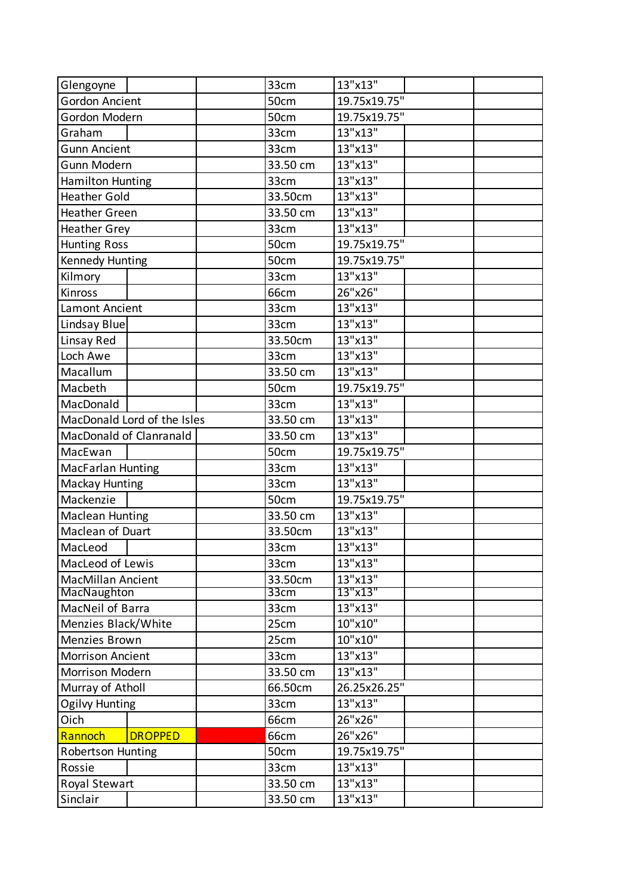| | | | | | | |
|---|---|---|---|---|---|---|
| Glengoyne | | | 33cm | 13"x13" | | |
| Gordon Ancient | | | 50cm | 19.75x19.75" | | |
| Gordon Modern | | | 50cm | 19.75x19.75" | | |
| Graham | | | 33cm | 13"x13" | | |
| Gunn Ancient | | | 33cm | 13"x13" | | |
| Gunn Modern | | | 33.50 cm | 13"x13" | | |
| Hamilton Hunting | | | 33cm | 13"x13" | | |
| Heather Gold | | | 33.50cm | 13"x13" | | |
| Heather Green | | | 33.50 cm | 13"x13" | | |
| Heather Grey | | | 33cm | 13"x13" | | |
| Hunting Ross | | | 50cm | 19.75x19.75" | | |
| Kennedy Hunting | | | 50cm | 19.75x19.75" | | |
| Kilmory | | | 33cm | 13"x13" | | |
| Kinross | | | 66cm | 26"x26" | | |
| Lamont Ancient | | | 33cm | 13"x13" | | |
| Lindsay Blue | | | 33cm | 13"x13" | | |
| Linsay Red | | | 33.50cm | 13"x13" | | |
| Loch Awe | | | 33cm | 13"x13" | | |
| Macallum | | | 33.50 cm | 13"x13" | | |
| Macbeth | | | 50cm | 19.75x19.75" | | |
| MacDonald | | | 33cm | 13"x13" | | |
| MacDonald Lord of the Isles | | | 33.50 cm | 13"x13" | | |
| MacDonald of Clanranald | | | 33.50 cm | 13"x13" | | |
| MacEwan | | | 50cm | 19.75x19.75" | | |
| MacFarlan Hunting | | | 33cm | 13"x13" | | |
| Mackay Hunting | | | 33cm | 13"x13" | | |
| Mackenzie | | | 50cm | 19.75x19.75" | | |
| Maclean Hunting | | | 33.50 cm | 13"x13" | | |
| Maclean of Duart | | | 33.50cm | 13"x13" | | |
| MacLeod | | | 33cm | 13"x13" | | |
| MacLeod of Lewis | | | 33cm | 13"x13" | | |
| MacMillan Ancient | | | 33.50cm | 13"x13" | | |
| MacNaughton | | | 33cm | 13"x13" | | |
| MacNeil of Barra | | | 33cm | 13"x13" | | |
| Menzies Black/White | | | 25cm | 10"x10" | | |
| Menzies Brown | | | 25cm | 10"x10" | | |
| Morrison Ancient | | | 33cm | 13"x13" | | |
| Morrison Modern | | | 33.50 cm | 13"x13" | | |
| Murray of Atholl | | | 66.50cm | 26.25x26.25" | | |
| Ogilvy Hunting | | | 33cm | 13"x13" | | |
| Oich | | | 66cm | 26"x26" | | |
| Rannoch | DROPPED | | 66cm | 26"x26" | | |
| Robertson Hunting | | | 50cm | 19.75x19.75" | | |
| Rossie | | | 33cm | 13"x13" | | |
| Royal Stewart | | | 33.50 cm | 13"x13" | | |
| Sinclair | | | 33.50 cm | 13"x13" | | |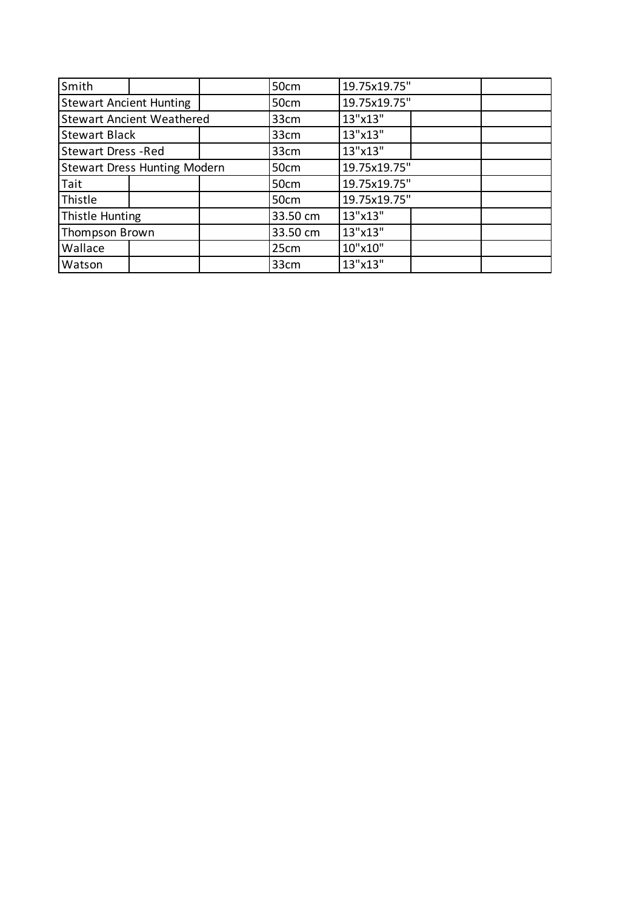| | | | | | | |
|---|---|---|---|---|---|---|
| Smith | | | 50cm | 19.75x19.75" | | |
| Stewart Ancient Hunting | | | 50cm | 19.75x19.75" | | |
| Stewart Ancient Weathered | | | 33cm | 13"x13" | | |
| Stewart Black | | | 33cm | 13"x13" | | |
| Stewart Dress -Red | | | 33cm | 13"x13" | | |
| Stewart Dress Hunting Modern | | | 50cm | 19.75x19.75" | | |
| Tait | | | 50cm | 19.75x19.75" | | |
| Thistle | | | 50cm | 19.75x19.75" | | |
| Thistle Hunting | | | 33.50 cm | 13"x13" | | |
| Thompson Brown | | | 33.50 cm | 13"x13" | | |
| Wallace | | | 25cm | 10"x10" | | |
| Watson | | | 33cm | 13"x13" | | |